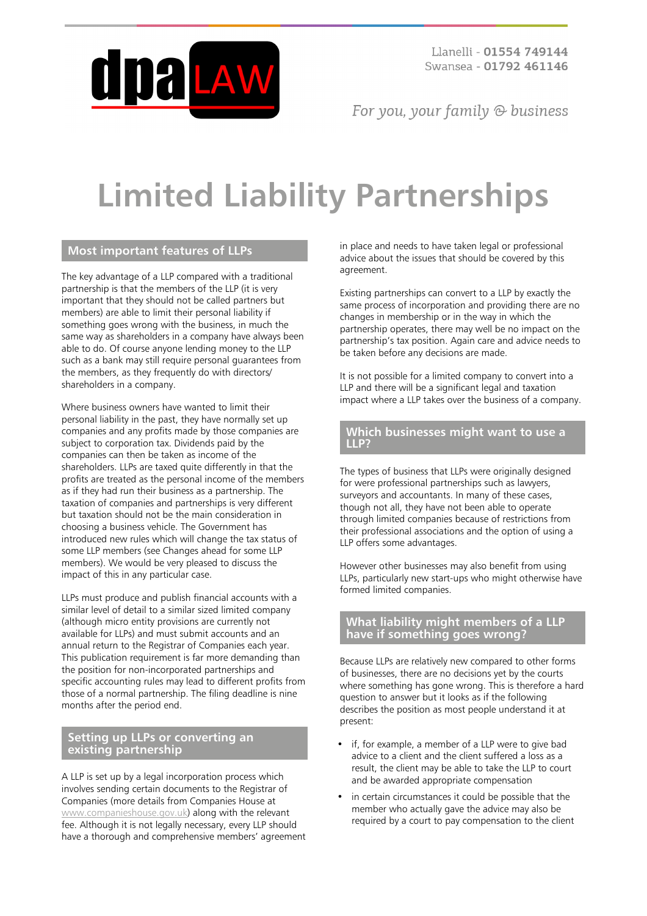dpa LAW

Llanelli - **01554 749144**
Swansea - **01792 461146**

*For you, your family & business*

# Limited Liability Partnerships

## Most important features of LLPs

The key advantage of a LLP compared with a traditional partnership is that the members of the LLP (it is very important that they should not be called partners but members) are able to limit their personal liability if something goes wrong with the business, in much the same way as shareholders in a company have always been able to do. Of course anyone lending money to the LLP such as a bank may still require personal guarantees from the members, as they frequently do with directors/ shareholders in a company.

Where business owners have wanted to limit their personal liability in the past, they have normally set up companies and any profits made by those companies are subject to corporation tax. Dividends paid by the companies can then be taken as income of the shareholders. LLPs are taxed quite differently in that the profits are treated as the personal income of the members as if they had run their business as a partnership. The taxation of companies and partnerships is very different but taxation should not be the main consideration in choosing a business vehicle. The Government has introduced new rules which will change the tax status of some LLP members (see Changes ahead for some LLP members). We would be very pleased to discuss the impact of this in any particular case.

LLPs must produce and publish financial accounts with a similar level of detail to a similar sized limited company (although micro entity provisions are currently not available for LLPs) and must submit accounts and an annual return to the Registrar of Companies each year. This publication requirement is far more demanding than the position for non-incorporated partnerships and specific accounting rules may lead to different profits from those of a normal partnership. The filing deadline is nine months after the period end.

## Setting up LLPs or converting an existing partnership

A LLP is set up by a legal incorporation process which involves sending certain documents to the Registrar of Companies (more details from Companies House at www.companieshouse.gov.uk) along with the relevant fee. Although it is not legally necessary, every LLP should have a thorough and comprehensive members' agreement in place and needs to have taken legal or professional advice about the issues that should be covered by this agreement.

Existing partnerships can convert to a LLP by exactly the same process of incorporation and providing there are no changes in membership or in the way in which the partnership operates, there may well be no impact on the partnership's tax position. Again care and advice needs to be taken before any decisions are made.

It is not possible for a limited company to convert into a LLP and there will be a significant legal and taxation impact where a LLP takes over the business of a company.

## Which businesses might want to use a LLP?

The types of business that LLPs were originally designed for were professional partnerships such as lawyers, surveyors and accountants. In many of these cases, though not all, they have not been able to operate through limited companies because of restrictions from their professional associations and the option of using a LLP offers some advantages.

However other businesses may also benefit from using LLPs, particularly new start-ups who might otherwise have formed limited companies.

## What liability might members of a LLP have if something goes wrong?

Because LLPs are relatively new compared to other forms of businesses, there are no decisions yet by the courts where something has gone wrong. This is therefore a hard question to answer but it looks as if the following describes the position as most people understand it at present:

- if, for example, a member of a LLP were to give bad advice to a client and the client suffered a loss as a result, the client may be able to take the LLP to court and be awarded appropriate compensation
- in certain circumstances it could be possible that the member who actually gave the advice may also be required by a court to pay compensation to the client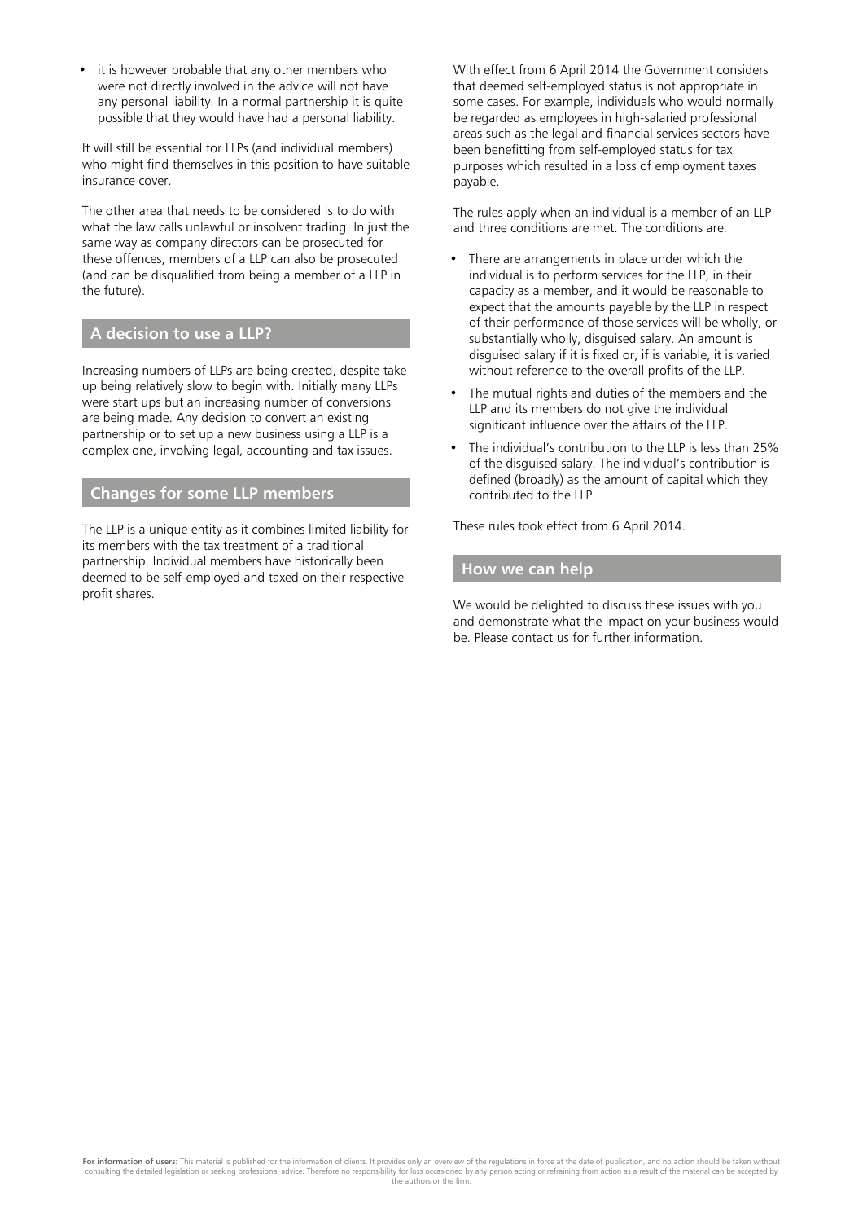- it is however probable that any other members who were not directly involved in the advice will not have any personal liability. In a normal partnership it is quite possible that they would have had a personal liability.

It will still be essential for LLPs (and individual members) who might find themselves in this position to have suitable insurance cover.

The other area that needs to be considered is to do with what the law calls unlawful or insolvent trading. In just the same way as company directors can be prosecuted for these offences, members of a LLP can also be prosecuted (and can be disqualified from being a member of a LLP in the future).

## A decision to use a LLP?

Increasing numbers of LLPs are being created, despite take up being relatively slow to begin with. Initially many LLPs were start ups but an increasing number of conversions are being made. Any decision to convert an existing partnership or to set up a new business using a LLP is a complex one, involving legal, accounting and tax issues.

## Changes for some LLP members

The LLP is a unique entity as it combines limited liability for its members with the tax treatment of a traditional partnership. Individual members have historically been deemed to be self-employed and taxed on their respective profit shares.

With effect from 6 April 2014 the Government considers that deemed self-employed status is not appropriate in some cases. For example, individuals who would normally be regarded as employees in high-salaried professional areas such as the legal and financial services sectors have been benefitting from self-employed status for tax purposes which resulted in a loss of employment taxes payable.

The rules apply when an individual is a member of an LLP and three conditions are met. The conditions are:

- There are arrangements in place under which the individual is to perform services for the LLP, in their capacity as a member, and it would be reasonable to expect that the amounts payable by the LLP in respect of their performance of those services will be wholly, or substantially wholly, disguised salary. An amount is disguised salary if it is fixed or, if is variable, it is varied without reference to the overall profits of the LLP.
- The mutual rights and duties of the members and the LLP and its members do not give the individual significant influence over the affairs of the LLP.
- The individual's contribution to the LLP is less than 25% of the disguised salary. The individual's contribution is defined (broadly) as the amount of capital which they contributed to the LLP.

These rules took effect from 6 April 2014.

## How we can help

We would be delighted to discuss these issues with you and demonstrate what the impact on your business would be. Please contact us for further information.

**For information of users:** This material is published for the information of clients. It provides only an overview of the regulations in force at the date of publication, and no action should be taken without consulting the detailed legislation or seeking professional advice. Therefore no responsibility for loss occasioned by any person acting or refraining from action as a result of the material can be accepted by the authors or the firm.